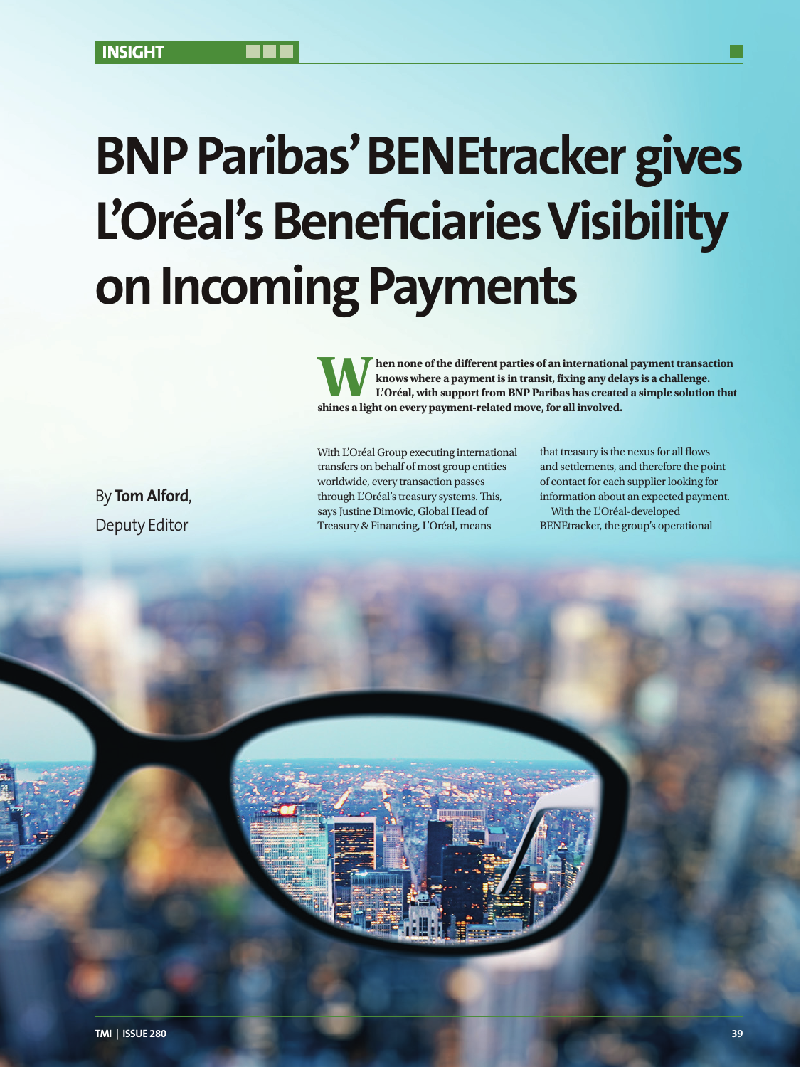INSIGHT

# BNP Paribas' BENEtracker gives L'Oréal's Beneficiaries Visibility on Incoming Payments

**When none of the different parties of an international payment transaction knows where a payment is in transit, fixing any delays is a challenge. L'Oréal, with support from BNP Paribas has created a simple solution that shines a light on every payment-related move, for all involved.**

By **Tom Alford**, Deputy Editor

With L'Oréal Group executing international transfers on behalf of most group entities worldwide, every transaction passes through L'Oréal's treasury systems. This, says Justine Dimovic, Global Head of Treasury & Financing, L'Oréal, means that treasury is the nexus for all flows and settlements, and therefore the point of contact for each supplier looking for information about an expected payment.

With the L'Oréal-developed BENEtracker, the group's operational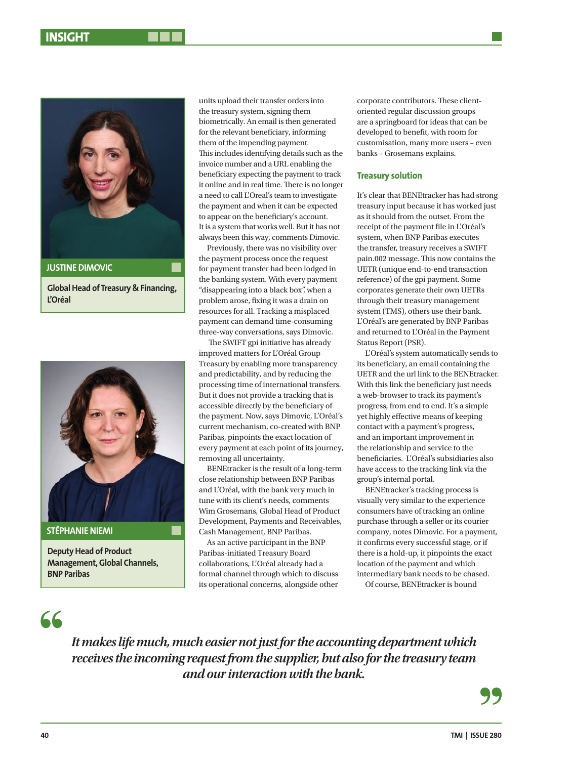**JUSTINE DIMOVIC**

**Global Head of Treasury & Financing, L'Oréal**

**STÉPHANIE NIEMI**

**Deputy Head of Product Management, Global Channels, BNP Paribas**

units upload their transfer orders into the treasury system, signing them biometrically. An email is then generated for the relevant beneficiary, informing them of the impending payment. This includes identifying details such as the invoice number and a URL enabling the beneficiary expecting the payment to track it online and in real time. There is no longer a need to call L'Oreal's team to investigate the payment and when it can be expected to appear on the beneficiary's account. It is a system that works well. But it has not always been this way, comments Dimovic.

Previously, there was no visibility over the payment process once the request for payment transfer had been lodged in the banking system. With every payment "disappearing into a black box", when a problem arose, fixing it was a drain on resources for all. Tracking a misplaced payment can demand time-consuming three-way conversations, says Dimovic.

The SWIFT gpi initiative has already improved matters for L'Oréal Group Treasury by enabling more transparency and predictability, and by reducing the processing time of international transfers. But it does not provide a tracking that is accessible directly by the beneficiary of the payment. Now, says Dimovic, L'Oréal's current mechanism, co-created with BNP Paribas, pinpoints the exact location of every payment at each point of its journey, removing all uncertainty.

BENEtracker is the result of a long-term close relationship between BNP Paribas and L'Oréal, with the bank very much in tune with its client's needs, comments Wim Grosemans, Global Head of Product Development, Payments and Receivables, Cash Management, BNP Paribas.

As an active participant in the BNP Paribas-initiated Treasury Board collaborations, L'Oréal already had a formal channel through which to discuss its operational concerns, alongside other corporate contributors. These client-oriented regular discussion groups are a springboard for ideas that can be developed to benefit, with room for customisation, many more users – even banks – Grosemans explains.

## Treasury solution

It's clear that BENEtracker has had strong treasury input because it has worked just as it should from the outset. From the receipt of the payment file in L'Oréal's system, when BNP Paribas executes the transfer, treasury receives a SWIFT pain.002 message. This now contains the UETR (unique end-to-end transaction reference) of the gpi payment. Some corporates generate their own UETRs through their treasury management system (TMS), others use their bank. L'Oréal's are generated by BNP Paribas and returned to L'Oréal in the Payment Status Report (PSR).

L'Oréal's system automatically sends to its beneficiary, an email containing the UETR and the url link to the BENEtracker. With this link the beneficiary just needs a web-browser to track its payment's progress, from end to end. It's a simple yet highly effective means of keeping contact with a payment's progress, and an important improvement in the relationship and service to the beneficiaries. L'Oréal's subsidiaries also have access to the tracking link via the group's internal portal.

BENEtracker's tracking process is visually very similar to the experience consumers have of tracking an online purchase through a seller or its courier company, notes Dimovic. For a payment, it confirms every successful stage, or if there is a hold-up, it pinpoints the exact location of the payment and which intermediary bank needs to be chased.

Of course, BENEtracker is bound

> *It makes life much, much easier not just for the accounting department which receives the incoming request from the supplier, but also for the treasury team and our interaction with the bank.*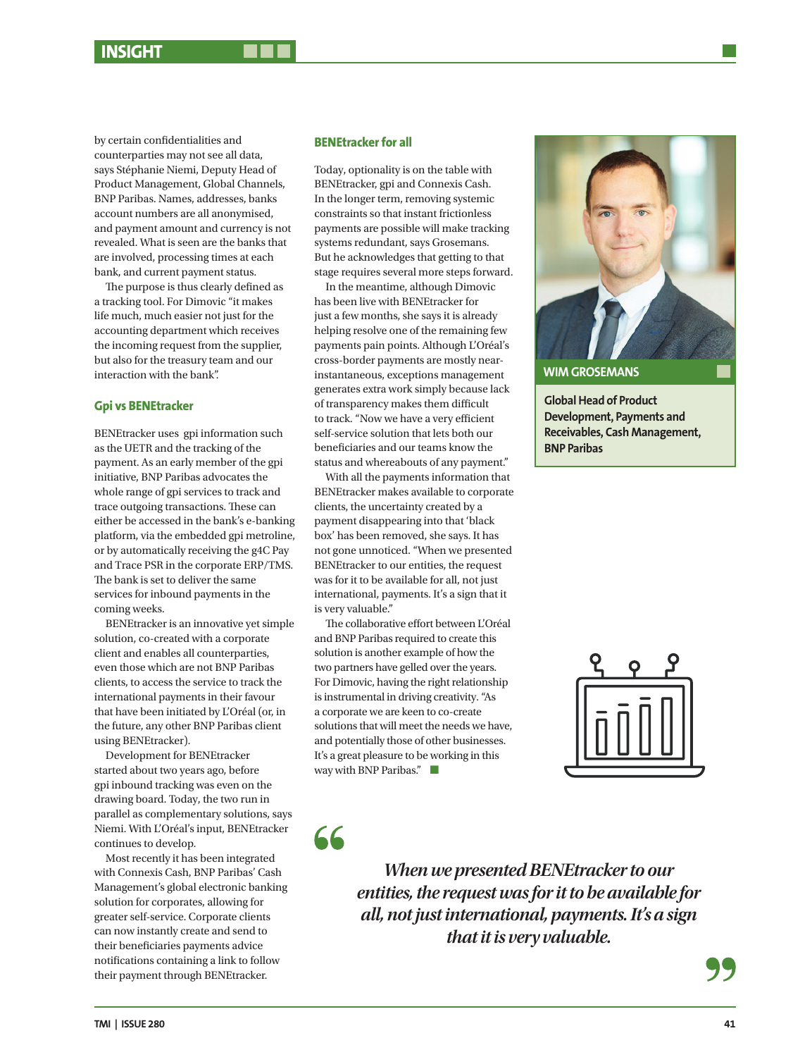by certain confidentialities and counterparties may not see all data, says Stéphanie Niemi, Deputy Head of Product Management, Global Channels, BNP Paribas. Names, addresses, banks account numbers are all anonymised, and payment amount and currency is not revealed. What is seen are the banks that are involved, processing times at each bank, and current payment status.

The purpose is thus clearly defined as a tracking tool. For Dimovic "it makes life much, much easier not just for the accounting department which receives the incoming request from the supplier, but also for the treasury team and our interaction with the bank".

## Gpi vs BENEtracker

BENEtracker uses gpi information such as the UETR and the tracking of the payment. As an early member of the gpi initiative, BNP Paribas advocates the whole range of gpi services to track and trace outgoing transactions. These can either be accessed in the bank's e-banking platform, via the embedded gpi metroline, or by automatically receiving the g4C Pay and Trace PSR in the corporate ERP/TMS. The bank is set to deliver the same services for inbound payments in the coming weeks.

BENEtracker is an innovative yet simple solution, co-created with a corporate client and enables all counterparties, even those which are not BNP Paribas clients, to access the service to track the international payments in their favour that have been initiated by L'Oréal (or, in the future, any other BNP Paribas client using BENEtracker).

Development for BENEtracker started about two years ago, before gpi inbound tracking was even on the drawing board. Today, the two run in parallel as complementary solutions, says Niemi. With L'Oréal's input, BENEtracker continues to develop.

Most recently it has been integrated with Connexis Cash, BNP Paribas' Cash Management's global electronic banking solution for corporates, allowing for greater self-service. Corporate clients can now instantly create and send to their beneficiaries payments advice notifications containing a link to follow their payment through BENEtracker.

## BENEtracker for all

Today, optionality is on the table with BENEtracker, gpi and Connexis Cash. In the longer term, removing systemic constraints so that instant frictionless payments are possible will make tracking systems redundant, says Grosemans. But he acknowledges that getting to that stage requires several more steps forward.

In the meantime, although Dimovic has been live with BENEtracker for just a few months, she says it is already helping resolve one of the remaining few payments pain points. Although L'Oréal's cross-border payments are mostly near-instantaneous, exceptions management generates extra work simply because lack of transparency makes them difficult to track. "Now we have a very efficient self-service solution that lets both our beneficiaries and our teams know the status and whereabouts of any payment."

With all the payments information that BENEtracker makes available to corporate clients, the uncertainty created by a payment disappearing into that 'black box' has been removed, she says. It has not gone unnoticed. "When we presented BENEtracker to our entities, the request was for it to be available for all, not just international, payments. It's a sign that it is very valuable."

The collaborative effort between L'Oréal and BNP Paribas required to create this solution is another example of how the two partners have gelled over the years. For Dimovic, having the right relationship is instrumental in driving creativity. "As a corporate we are keen to co-create solutions that will meet the needs we have, and potentially those of other businesses. It's a great pleasure to be working in this way with BNP Paribas."

**WIM GROSEMANS**

**Global Head of Product Development, Payments and Receivables, Cash Management, BNP Paribas**

> *When we presented BENEtracker to our entities, the request was for it to be available for all, not just international, payments. It's a sign that it is very valuable.*